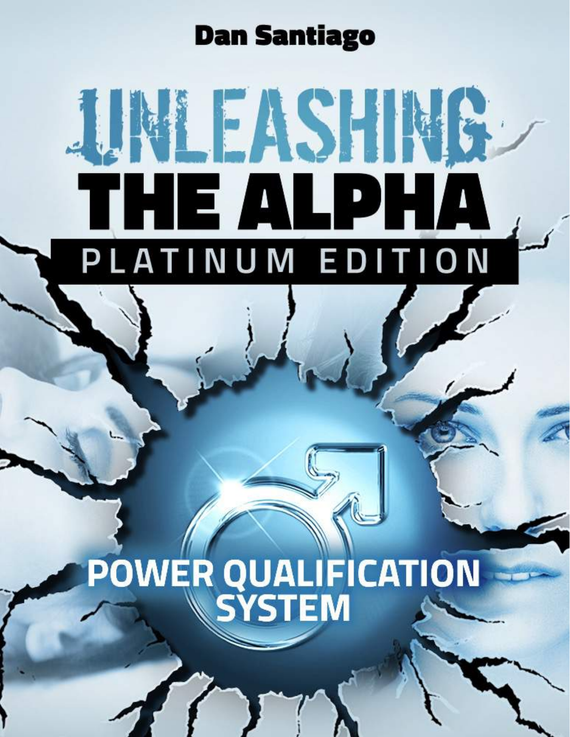**Dan Santiago**

# UNLEASHING THE ALPHA

## PLATINUM EDITION

## POWER QUALIFICATION SYSTEM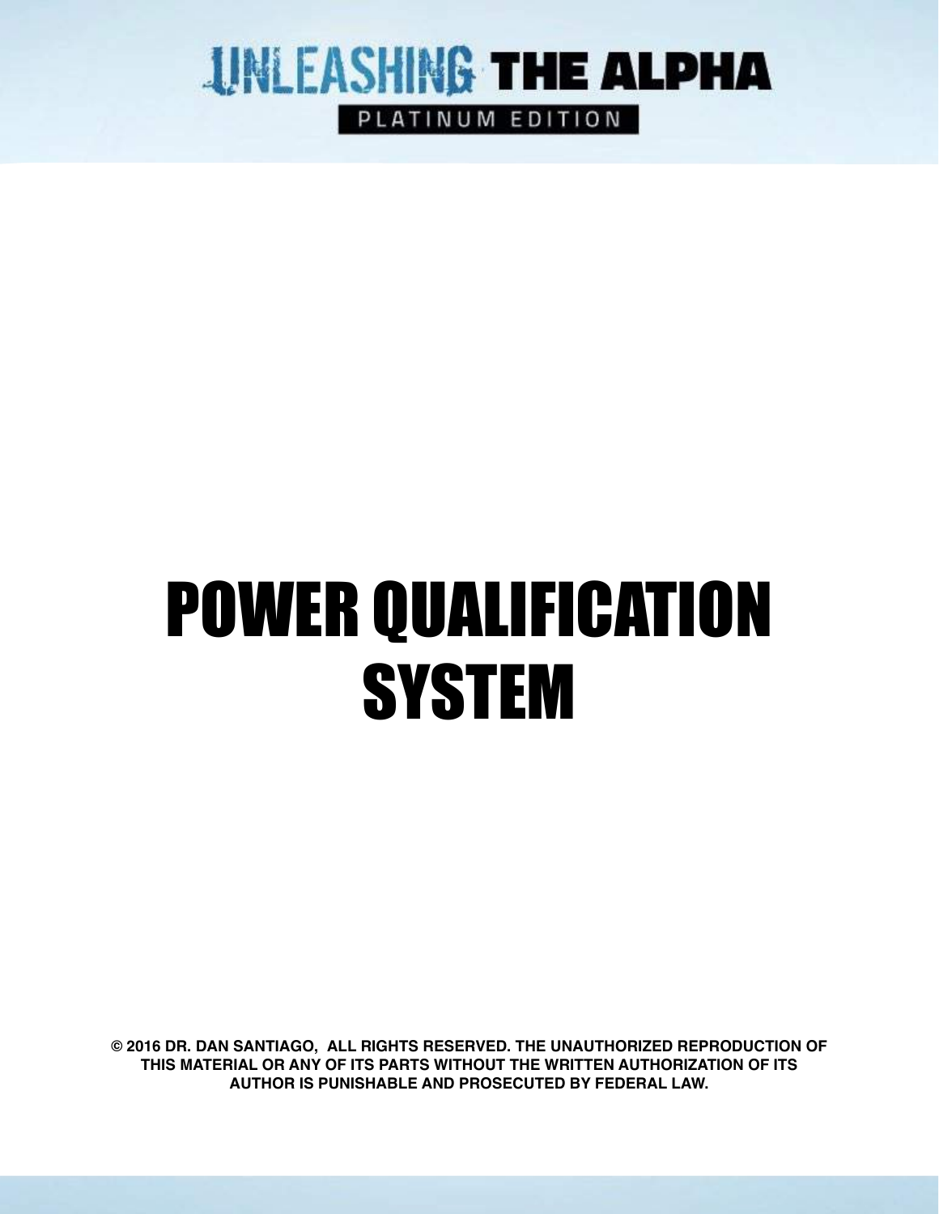# UNLEASHING THE ALPHA

PLATINUM EDITION

# POWER QUALIFICATION SYSTEM

**© 2016 DR. DAN SANTIAGO, ALL RIGHTS RESERVED. THE UNAUTHORIZED REPRODUCTION OF THIS MATERIAL OR ANY OF ITS PARTS WITHOUT THE WRITTEN AUTHORIZATION OF ITS AUTHOR IS PUNISHABLE AND PROSECUTED BY FEDERAL LAW.**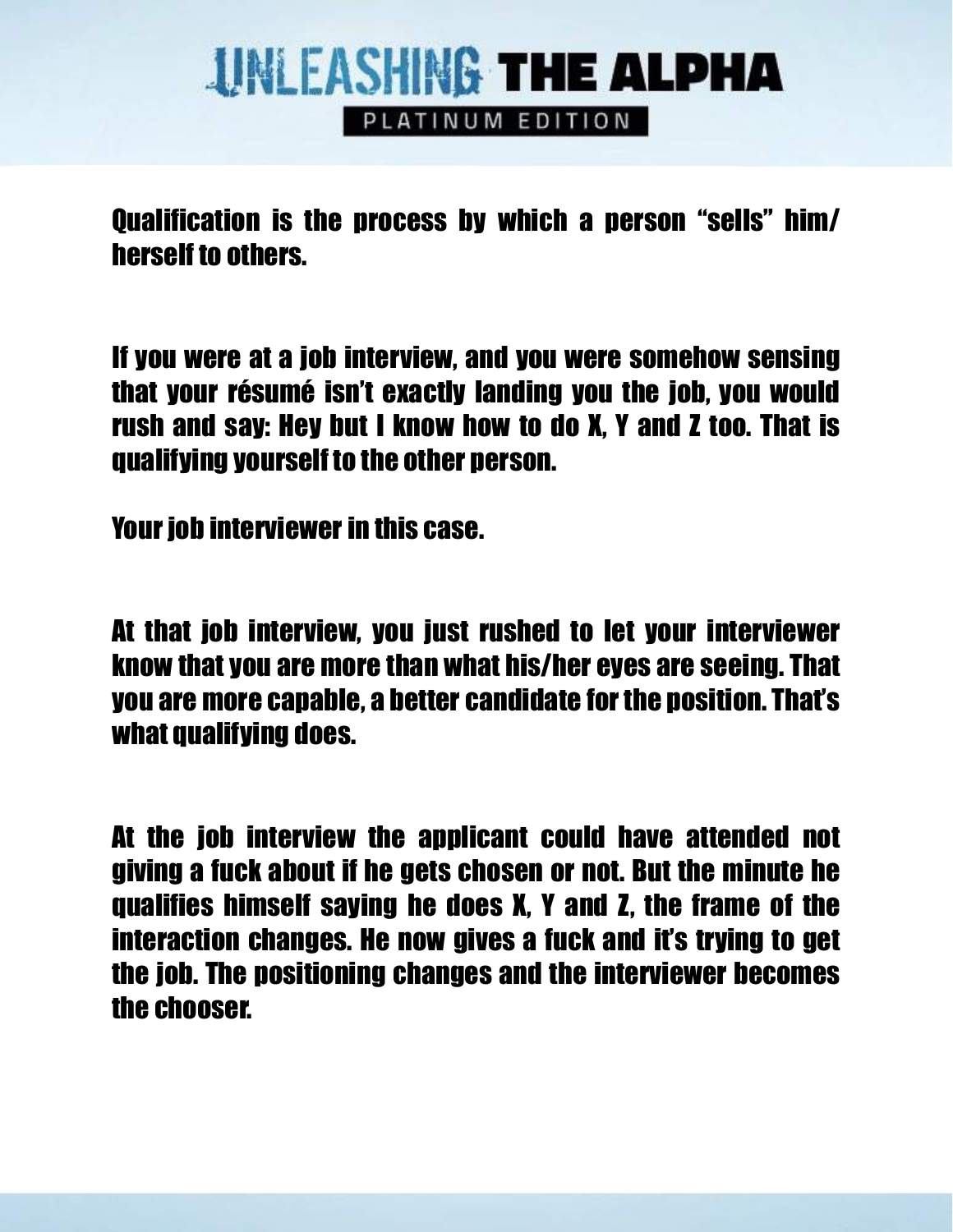Qualification is the process by which a person "sells" him/herself to others.

If you were at a job interview, and you were somehow sensing that your résumé isn't exactly landing you the job, you would rush and say: Hey but I know how to do X, Y and Z too. That is qualifying yourself to the other person.

Your job interviewer in this case.

At that job interview, you just rushed to let your interviewer know that you are more than what his/her eyes are seeing. That you are more capable, a better candidate for the position. That's what qualifying does.

At the job interview the applicant could have attended not giving a fuck about if he gets chosen or not. But the minute he qualifies himself saying he does X, Y and Z, the frame of the interaction changes. He now gives a fuck and it's trying to get the job. The positioning changes and the interviewer becomes the chooser.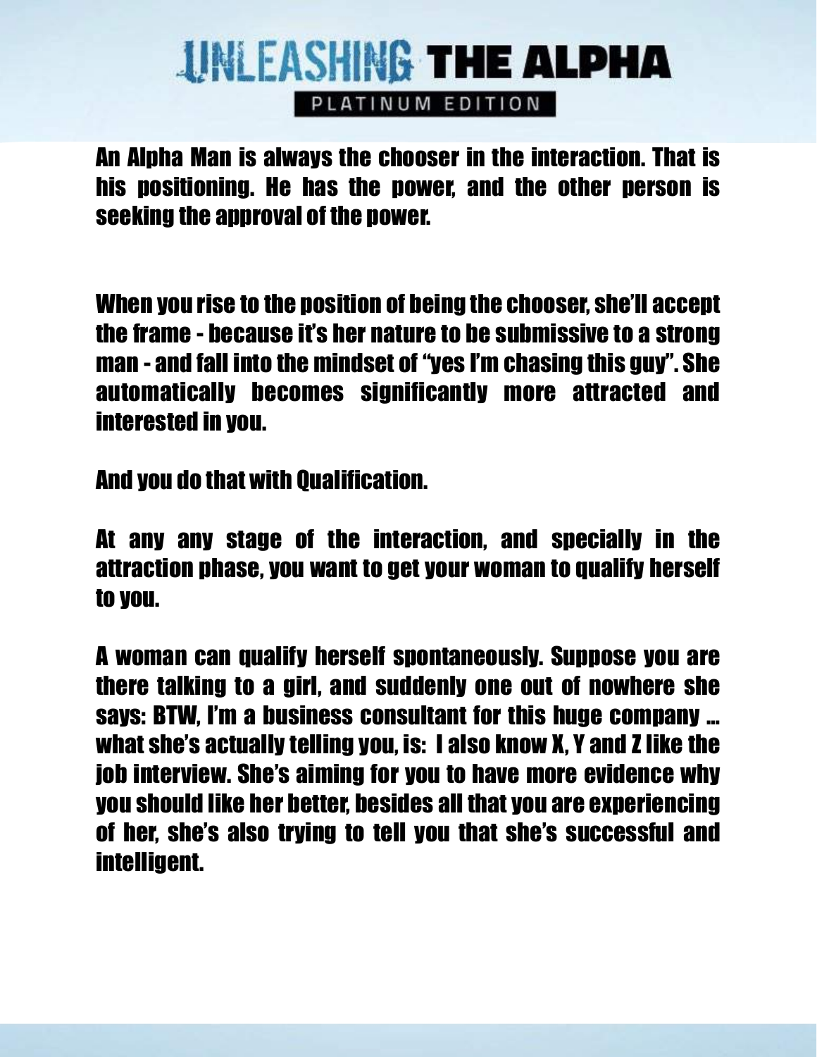An Alpha Man is always the chooser in the interaction. That is his positioning. He has the power, and the other person is seeking the approval of the power.

When you rise to the position of being the chooser, she'll accept the frame - because it's her nature to be submissive to a strong man - and fall into the mindset of "yes I'm chasing this guy". She automatically becomes significantly more attracted and interested in you.

And you do that with Qualification.

At any any stage of the interaction, and specially in the attraction phase, you want to get your woman to qualify herself to you.

A woman can qualify herself spontaneously. Suppose you are there talking to a girl, and suddenly one out of nowhere she says: BTW, I'm a business consultant for this huge company … what she's actually telling you, is: I also know X, Y and Z like the job interview. She's aiming for you to have more evidence why you should like her better, besides all that you are experiencing of her, she's also trying to tell you that she's successful and intelligent.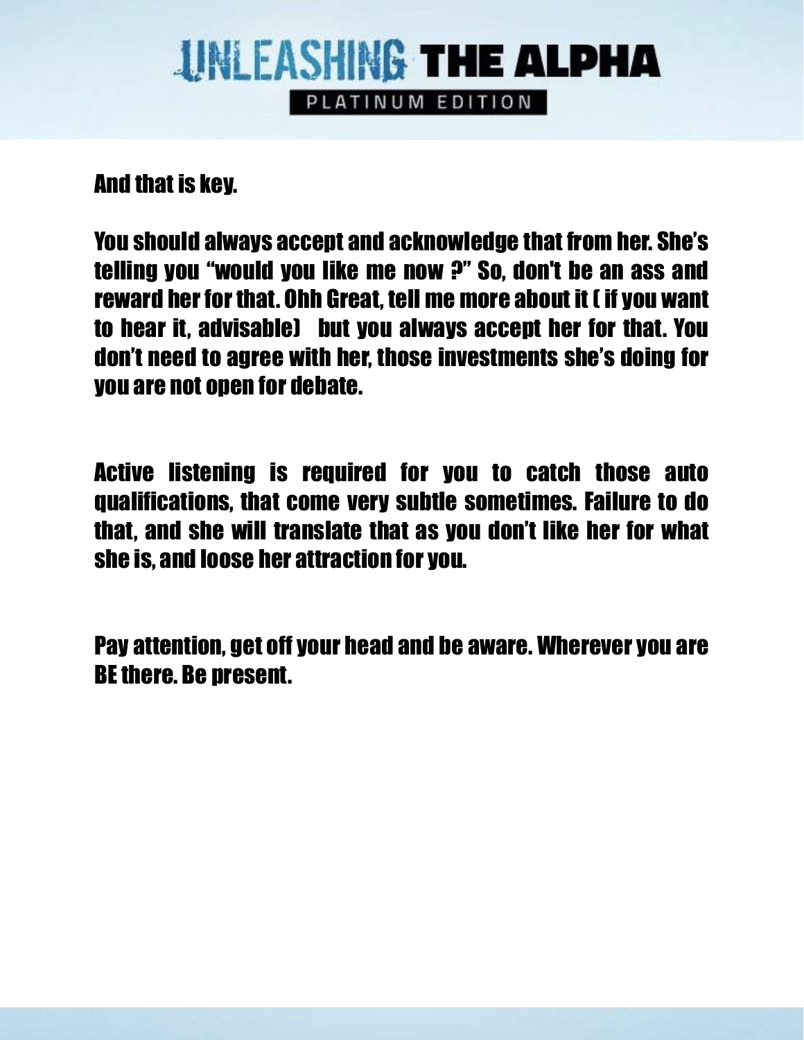And that is key.

You should always accept and acknowledge that from her. She's telling you "would you like me now ?" So, don't be an ass and reward her for that. Ohh Great, tell me more about it ( if you want to hear it, advisable)  but you always accept her for that. You don't need to agree with her, those investments she's doing for you are not open for debate.

Active listening is required for you to catch those auto qualifications, that come very subtle sometimes. Failure to do that, and she will translate that as you don't like her for what she is, and loose her attraction for you.

Pay attention, get off your head and be aware. Wherever you are BE there. Be present.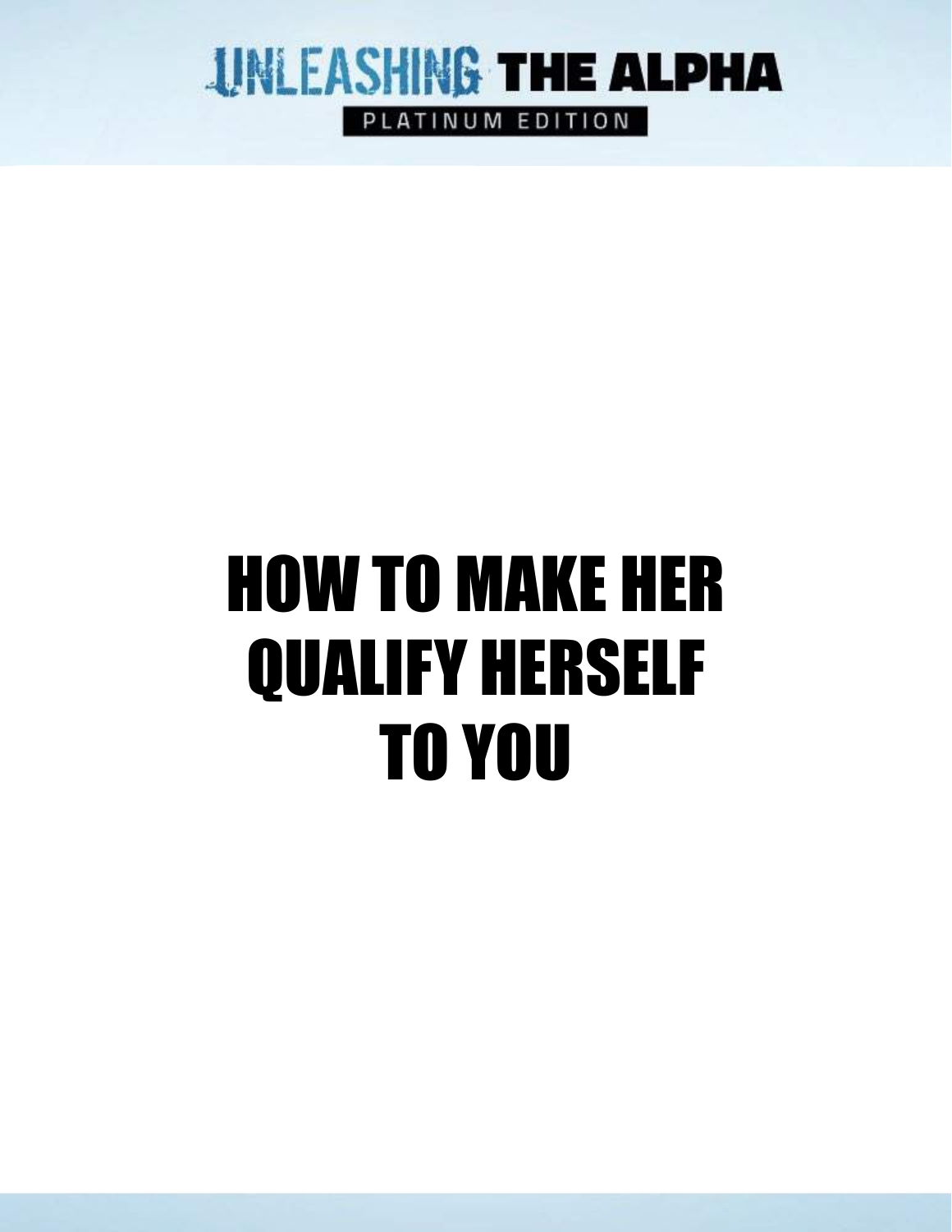# HOW TO MAKE HER QUALIFY HERSELF TO YOU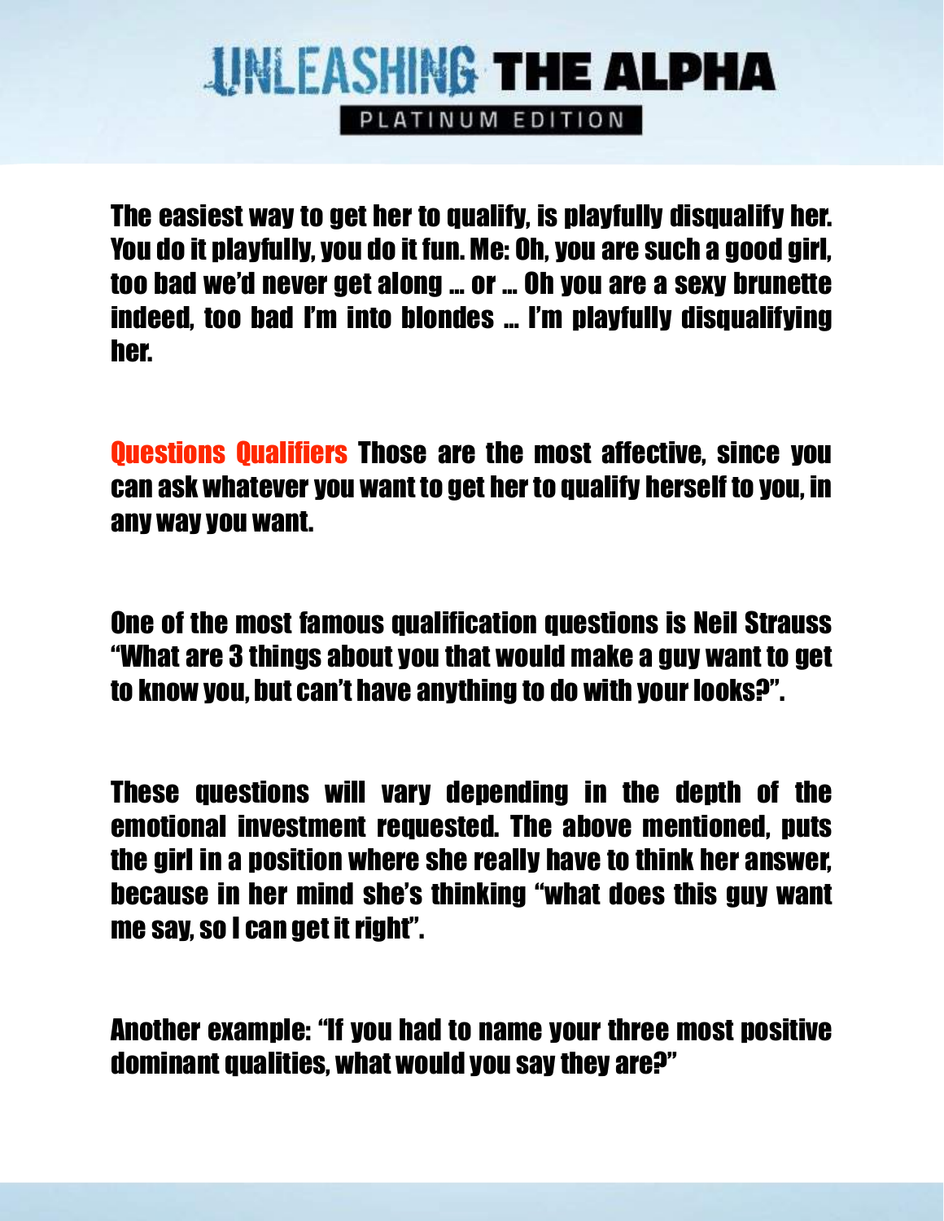The easiest way to get her to qualify, is playfully disqualify her. You do it playfully, you do it fun. Me: Oh, you are such a good girl, too bad we'd never get along … or … Oh you are a sexy brunette indeed, too bad I'm into blondes … I'm playfully disqualifying her.

**Questions Qualifiers** Those are the most affective, since you can ask whatever you want to get her to qualify herself to you, in any way you want.

One of the most famous qualification questions is Neil Strauss "What are 3 things about you that would make a guy want to get to know you, but can't have anything to do with your looks?".

These questions will vary depending in the depth of the emotional investment requested. The above mentioned, puts the girl in a position where she really have to think her answer, because in her mind she's thinking "what does this guy want me say, so I can get it right".

Another example: "If you had to name your three most positive dominant qualities, what would you say they are?"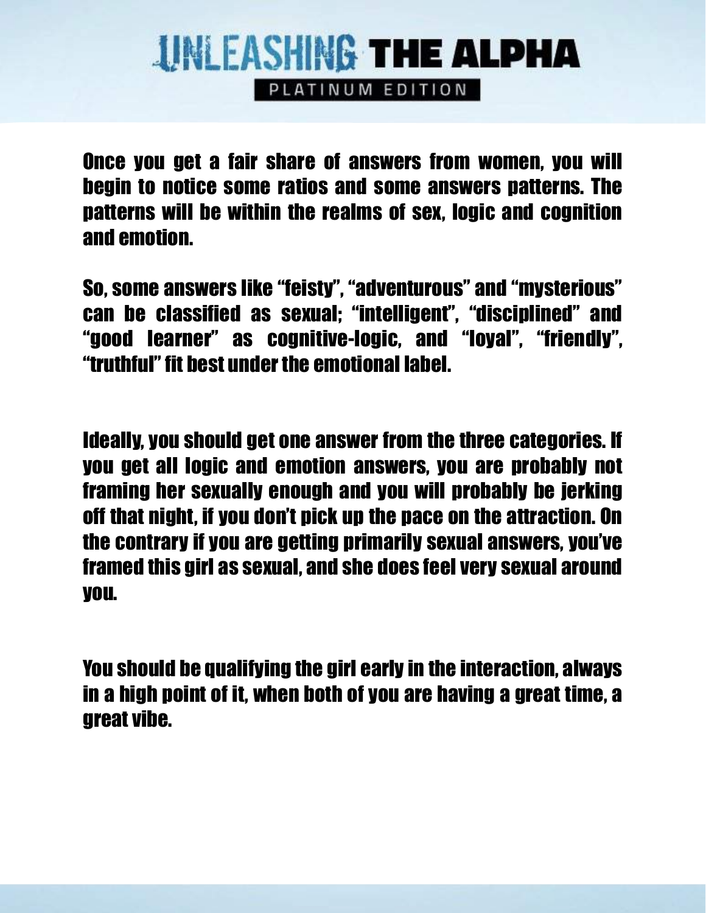Once you get a fair share of answers from women, you will begin to notice some ratios and some answers patterns. The patterns will be within the realms of sex, logic and cognition and emotion.

So, some answers like "feisty", "adventurous" and "mysterious" can be classified as sexual; "intelligent", "disciplined" and "good learner" as cognitive-logic, and "loyal", "friendly", "truthful" fit best under the emotional label.

Ideally, you should get one answer from the three categories. If you get all logic and emotion answers, you are probably not framing her sexually enough and you will probably be jerking off that night, if you don't pick up the pace on the attraction. On the contrary if you are getting primarily sexual answers, you've framed this girl as sexual, and she does feel very sexual around you.

You should be qualifying the girl early in the interaction, always in a high point of it, when both of you are having a great time, a great vibe.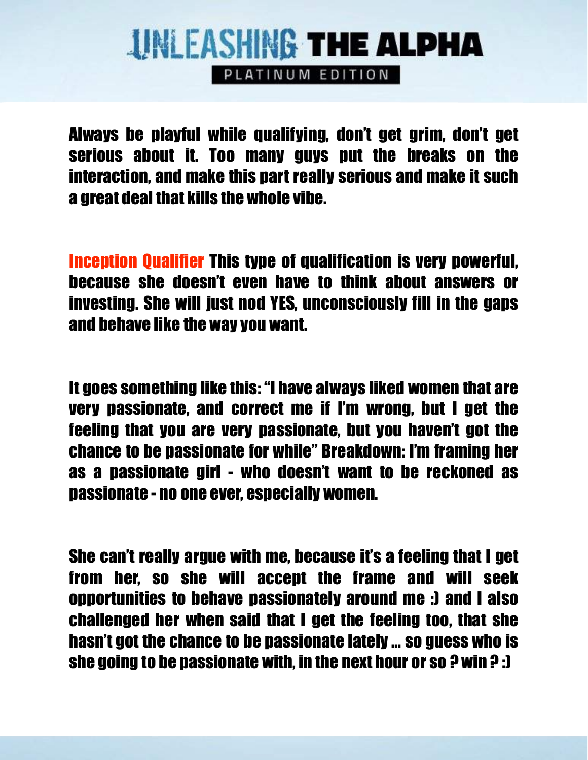Always be playful while qualifying, don't get grim, don't get serious about it. Too many guys put the breaks on the interaction, and make this part really serious and make it such a great deal that kills the whole vibe.

**Inception Qualifier** This type of qualification is very powerful, because she doesn't even have to think about answers or investing. She will just nod YES, unconsciously fill in the gaps and behave like the way you want.

It goes something like this: "I have always liked women that are very passionate, and correct me if I'm wrong, but I get the feeling that you are very passionate, but you haven't got the chance to be passionate for while" Breakdown: I'm framing her as a passionate girl - who doesn't want to be reckoned as passionate - no one ever, especially women.

She can't really argue with me, because it's a feeling that I get from her, so she will accept the frame and will seek opportunities to behave passionately around me :) and I also challenged her when said that I get the feeling too, that she hasn't got the chance to be passionate lately ... so guess who is she going to be passionate with, in the next hour or so ? win ? :)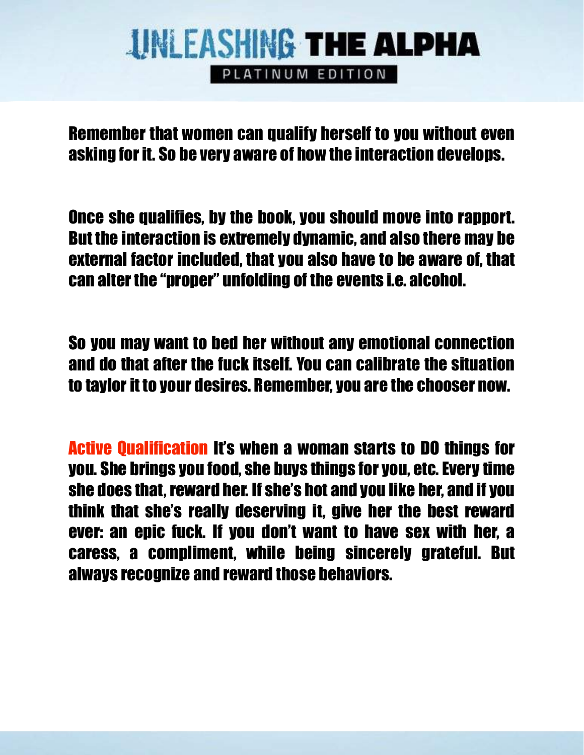Remember that women can qualify herself to you without even asking for it. So be very aware of how the interaction develops.

Once she qualifies, by the book, you should move into rapport. But the interaction is extremely dynamic, and also there may be external factor included, that you also have to be aware of, that can alter the "proper" unfolding of the events i.e. alcohol.

So you may want to bed her without any emotional connection and do that after the fuck itself. You can calibrate the situation to taylor it to your desires. Remember, you are the chooser now.

**Active Qualification** It's when a woman starts to DO things for you. She brings you food, she buys things for you, etc. Every time she does that, reward her. If she's hot and you like her, and if you think that she's really deserving it, give her the best reward ever: an epic fuck. If you don't want to have sex with her, a caress, a compliment, while being sincerely grateful. But always recognize and reward those behaviors.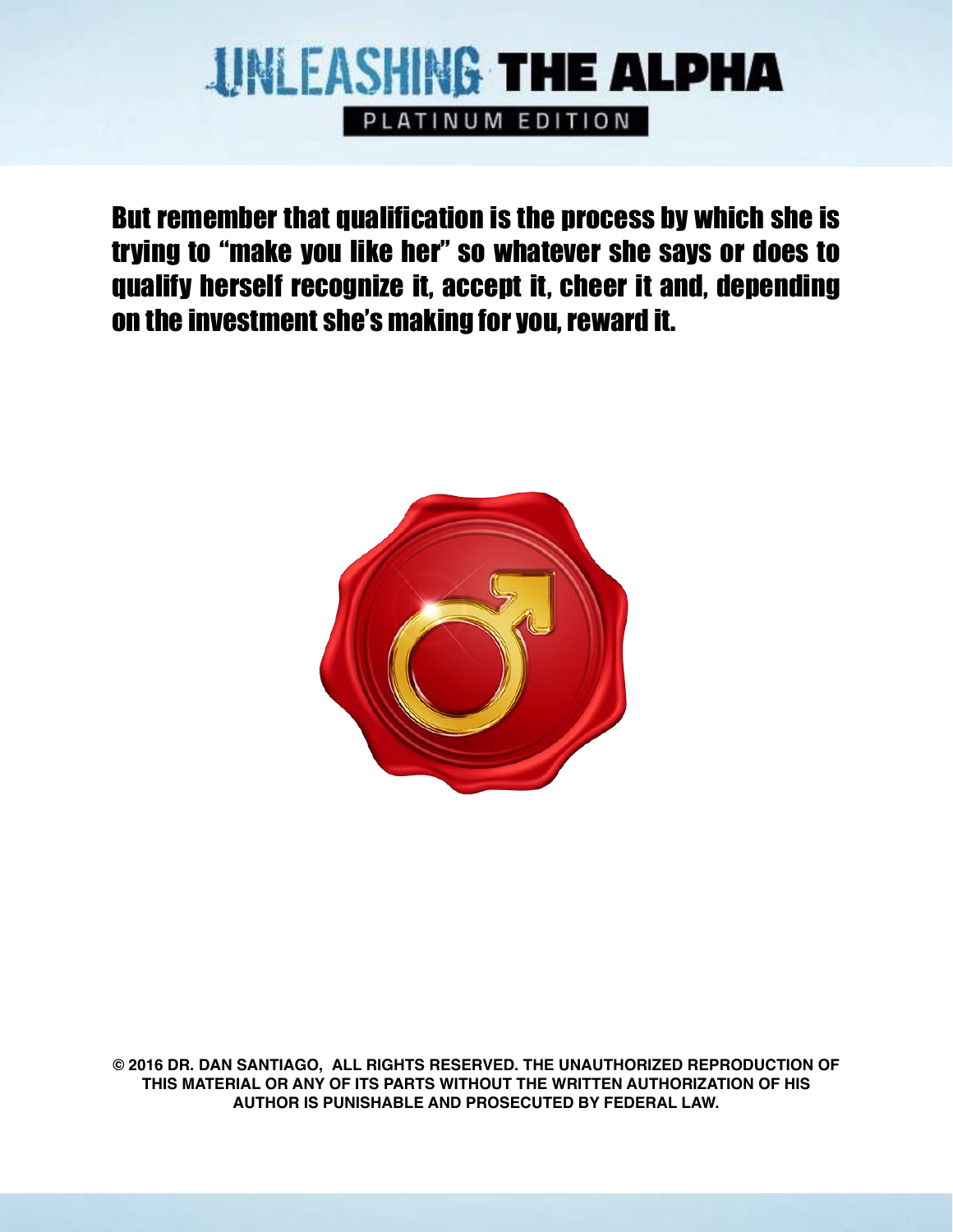But remember that qualification is the process by which she is trying to "make you like her" so whatever she says or does to qualify herself recognize it, accept it, cheer it and, depending on the investment she's making for you, reward it.